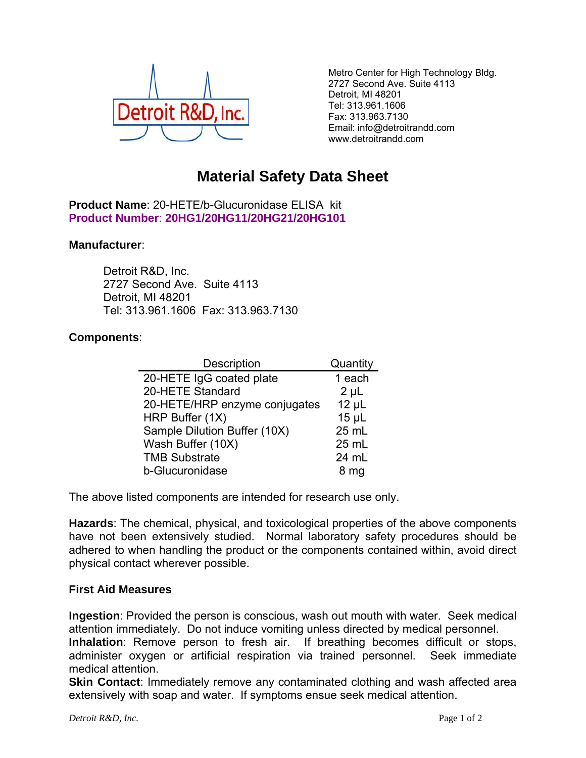Detroit R&D, Inc.

Metro Center for High Technology Bldg.
2727 Second Ave. Suite 4113
Detroit, MI 48201
Tel: 313.961.1606
Fax: 313.963.7130
Email: info@detroitrandd.com
www.detroitrandd.com

# Material Safety Data Sheet

**Product Name**: 20-HETE/b-Glucuronidase ELISA kit
**Product Number**: **20HG1/20HG11/20HG21/20HG101**

**Manufacturer**:

Detroit R&D, Inc.
2727 Second Ave. Suite 4113
Detroit, MI 48201
Tel: 313.961.1606 Fax: 313.963.7130

**Components**:

| Description | Quantity |
|---|---|
| 20-HETE IgG coated plate | 1 each |
| 20-HETE Standard | 2 μL |
| 20-HETE/HRP enzyme conjugates | 12 μL |
| HRP Buffer (1X) | 15 μL |
| Sample Dilution Buffer (10X) | 25 mL |
| Wash Buffer (10X) | 25 mL |
| TMB Substrate | 24 mL |
| b-Glucuronidase | 8 mg |

The above listed components are intended for research use only.

**Hazards**: The chemical, physical, and toxicological properties of the above components have not been extensively studied. Normal laboratory safety procedures should be adhered to when handling the product or the components contained within, avoid direct physical contact wherever possible.

**First Aid Measures**

**Ingestion**: Provided the person is conscious, wash out mouth with water. Seek medical attention immediately. Do not induce vomiting unless directed by medical personnel.
**Inhalation**: Remove person to fresh air. If breathing becomes difficult or stops, administer oxygen or artificial respiration via trained personnel. Seek immediate medical attention.
**Skin Contact**: Immediately remove any contaminated clothing and wash affected area extensively with soap and water. If symptoms ensue seek medical attention.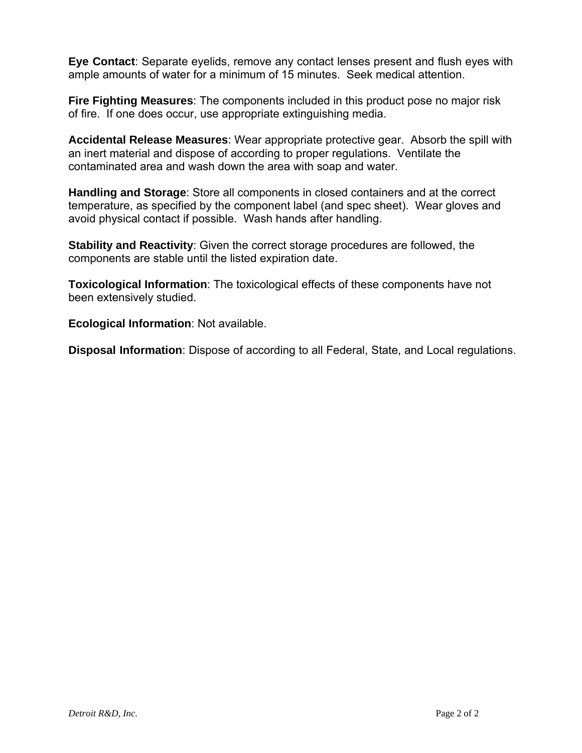**Eye Contact**: Separate eyelids, remove any contact lenses present and flush eyes with ample amounts of water for a minimum of 15 minutes.  Seek medical attention.

**Fire Fighting Measures**: The components included in this product pose no major risk of fire.  If one does occur, use appropriate extinguishing media.

**Accidental Release Measures**: Wear appropriate protective gear.  Absorb the spill with an inert material and dispose of according to proper regulations.  Ventilate the contaminated area and wash down the area with soap and water.

**Handling and Storage**: Store all components in closed containers and at the correct temperature, as specified by the component label (and spec sheet).  Wear gloves and avoid physical contact if possible.  Wash hands after handling.

**Stability and Reactivity**: Given the correct storage procedures are followed, the components are stable until the listed expiration date.

**Toxicological Information**: The toxicological effects of these components have not been extensively studied.

**Ecological Information**: Not available.

**Disposal Information**: Dispose of according to all Federal, State, and Local regulations.